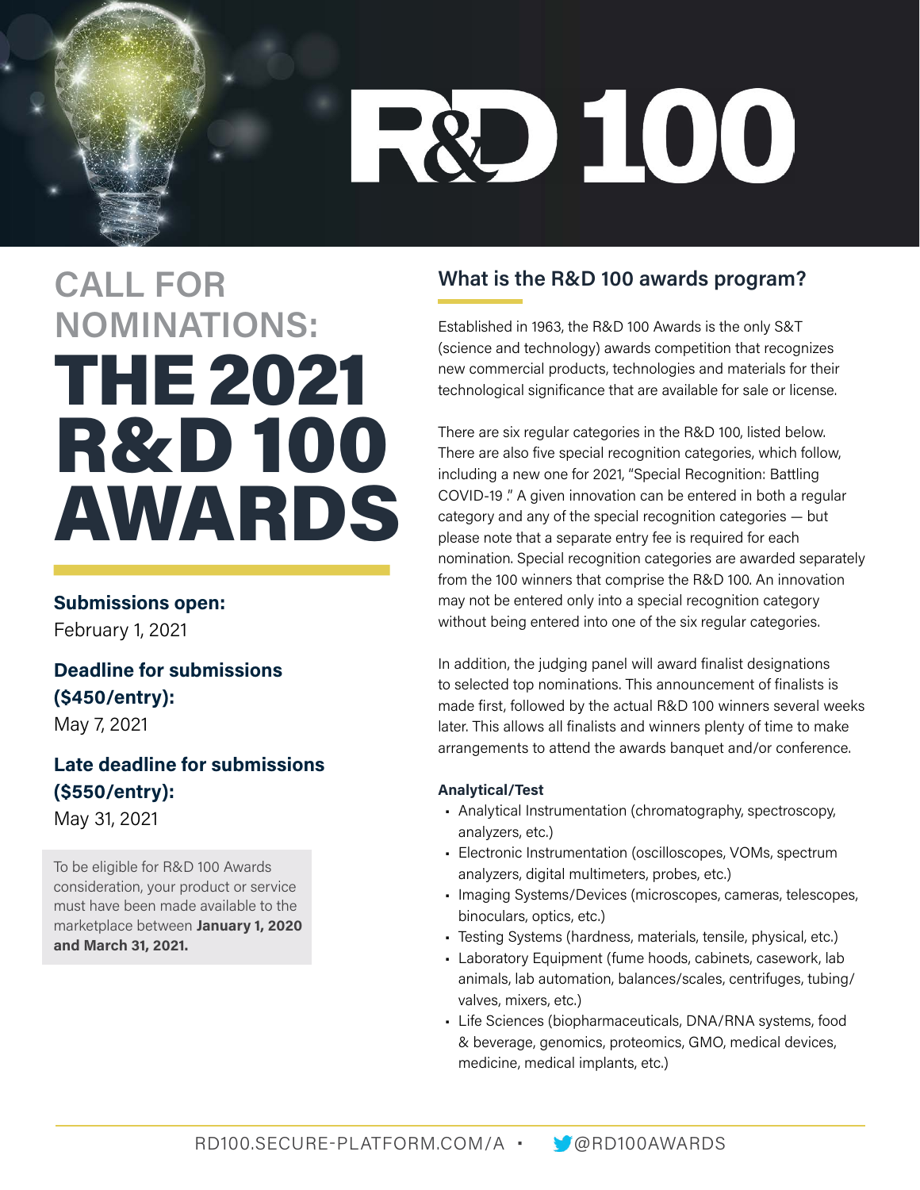# R&D 100

## CALL FOR NOMINATIONS:

# THE 2021 R&D 100 AWARDS

**Submissions open:**
February 1, 2021

**Deadline for submissions ($450/entry):**
May 7, 2021

**Late deadline for submissions ($550/entry):**
May 31, 2021

To be eligible for R&D 100 Awards consideration, your product or service must have been made available to the marketplace between **January 1, 2020 and March 31, 2021.**

## What is the R&D 100 awards program?

Established in 1963, the R&D 100 Awards is the only S&T (science and technology) awards competition that recognizes new commercial products, technologies and materials for their technological significance that are available for sale or license.

There are six regular categories in the R&D 100, listed below. There are also five special recognition categories, which follow, including a new one for 2021, "Special Recognition: Battling COVID-19 ." A given innovation can be entered in both a regular category and any of the special recognition categories — but please note that a separate entry fee is required for each nomination. Special recognition categories are awarded separately from the 100 winners that comprise the R&D 100. An innovation may not be entered only into a special recognition category without being entered into one of the six regular categories.

In addition, the judging panel will award finalist designations to selected top nominations. This announcement of finalists is made first, followed by the actual R&D 100 winners several weeks later. This allows all finalists and winners plenty of time to make arrangements to attend the awards banquet and/or conference.

**Analytical/Test**

- Analytical Instrumentation (chromatography, spectroscopy, analyzers, etc.)
- Electronic Instrumentation (oscilloscopes, VOMs, spectrum analyzers, digital multimeters, probes, etc.)
- Imaging Systems/Devices (microscopes, cameras, telescopes, binoculars, optics, etc.)
- Testing Systems (hardness, materials, tensile, physical, etc.)
- Laboratory Equipment (fume hoods, cabinets, casework, lab animals, lab automation, balances/scales, centrifuges, tubing/valves, mixers, etc.)
- Life Sciences (biopharmaceuticals, DNA/RNA systems, food & beverage, genomics, proteomics, GMO, medical devices, medicine, medical implants, etc.)

RD100.SECURE-PLATFORM.COM/A • @RD100AWARDS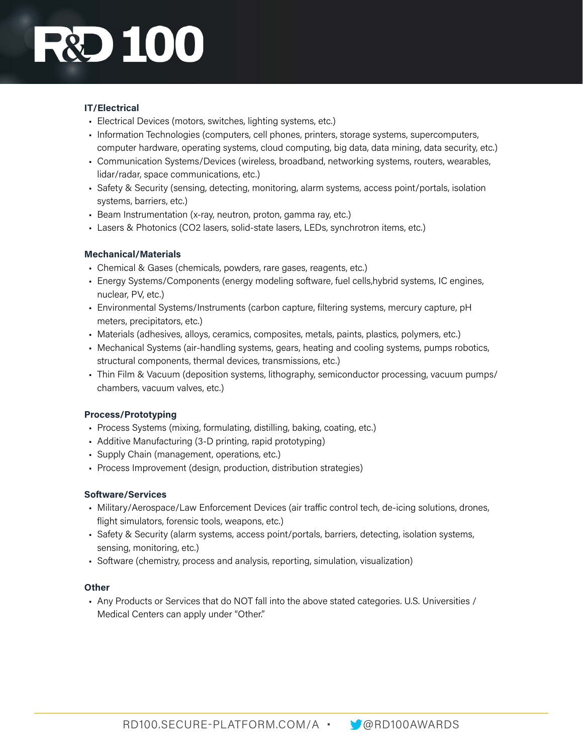### IT/Electrical

- Electrical Devices (motors, switches, lighting systems, etc.)
- Information Technologies (computers, cell phones, printers, storage systems, supercomputers, computer hardware, operating systems, cloud computing, big data, data mining, data security, etc.)
- Communication Systems/Devices (wireless, broadband, networking systems, routers, wearables, lidar/radar, space communications, etc.)
- Safety & Security (sensing, detecting, monitoring, alarm systems, access point/portals, isolation systems, barriers, etc.)
- Beam Instrumentation (x-ray, neutron, proton, gamma ray, etc.)
- Lasers & Photonics (CO2 lasers, solid-state lasers, LEDs, synchrotron items, etc.)

### Mechanical/Materials

- Chemical & Gases (chemicals, powders, rare gases, reagents, etc.)
- Energy Systems/Components (energy modeling software, fuel cells,hybrid systems, IC engines, nuclear, PV, etc.)
- Environmental Systems/Instruments (carbon capture, filtering systems, mercury capture, pH meters, precipitators, etc.)
- Materials (adhesives, alloys, ceramics, composites, metals, paints, plastics, polymers, etc.)
- Mechanical Systems (air-handling systems, gears, heating and cooling systems, pumps robotics, structural components, thermal devices, transmissions, etc.)
- Thin Film & Vacuum (deposition systems, lithography, semiconductor processing, vacuum pumps/chambers, vacuum valves, etc.)

### Process/Prototyping

- Process Systems (mixing, formulating, distilling, baking, coating, etc.)
- Additive Manufacturing (3-D printing, rapid prototyping)
- Supply Chain (management, operations, etc.)
- Process Improvement (design, production, distribution strategies)

### Software/Services

- Military/Aerospace/Law Enforcement Devices (air traffic control tech, de-icing solutions, drones, flight simulators, forensic tools, weapons, etc.)
- Safety & Security (alarm systems, access point/portals, barriers, detecting, isolation systems, sensing, monitoring, etc.)
- Software (chemistry, process and analysis, reporting, simulation, visualization)

### Other

- Any Products or Services that do NOT fall into the above stated categories. U.S. Universities / Medical Centers can apply under "Other."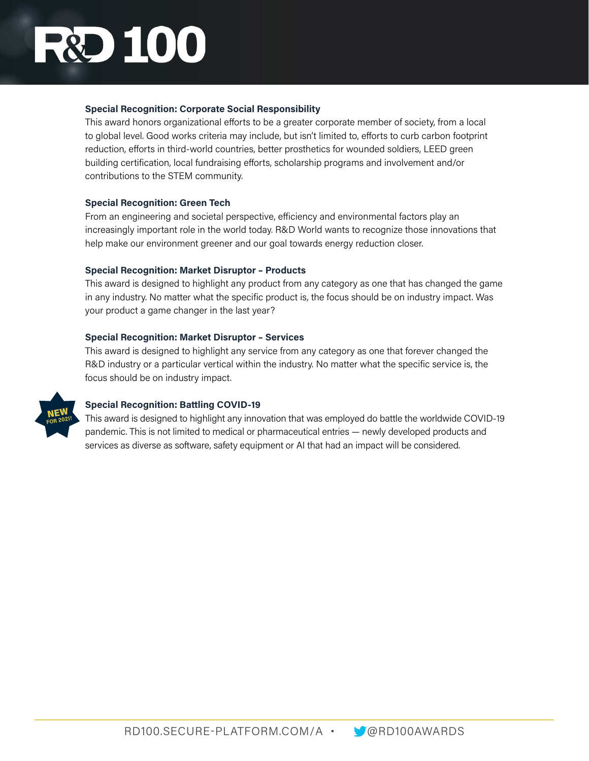**Special Recognition: Corporate Social Responsibility**

This award honors organizational efforts to be a greater corporate member of society, from a local to global level. Good works criteria may include, but isn't limited to, efforts to curb carbon footprint reduction, efforts in third-world countries, better prosthetics for wounded soldiers, LEED green building certification, local fundraising efforts, scholarship programs and involvement and/or contributions to the STEM community.

**Special Recognition: Green Tech**

From an engineering and societal perspective, efficiency and environmental factors play an increasingly important role in the world today. R&D World wants to recognize those innovations that help make our environment greener and our goal towards energy reduction closer.

**Special Recognition: Market Disruptor – Products**

This award is designed to highlight any product from any category as one that has changed the game in any industry. No matter what the specific product is, the focus should be on industry impact. Was your product a game changer in the last year?

**Special Recognition: Market Disruptor – Services**

This award is designed to highlight any service from any category as one that forever changed the R&D industry or a particular vertical within the industry. No matter what the specific service is, the focus should be on industry impact.

NEW FOR 2021!

**Special Recognition: Battling COVID-19**

This award is designed to highlight any innovation that was employed do battle the worldwide COVID-19 pandemic. This is not limited to medical or pharmaceutical entries — newly developed products and services as diverse as software, safety equipment or AI that had an impact will be considered.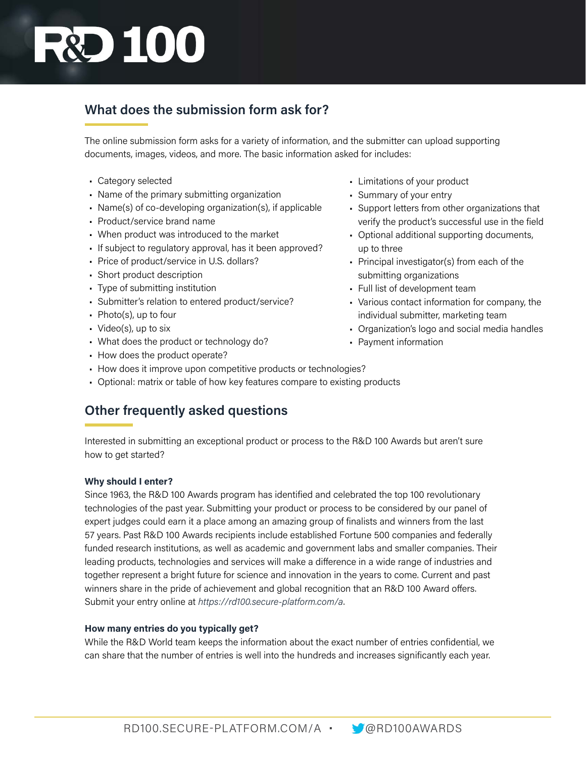## What does the submission form ask for?

The online submission form asks for a variety of information, and the submitter can upload supporting documents, images, videos, and more. The basic information asked for includes:

- Category selected
- Name of the primary submitting organization
- Name(s) of co-developing organization(s), if applicable
- Product/service brand name
- When product was introduced to the market
- If subject to regulatory approval, has it been approved?
- Price of product/service in U.S. dollars?
- Short product description
- Type of submitting institution
- Submitter's relation to entered product/service?
- Photo(s), up to four
- Video(s), up to six
- What does the product or technology do?
- How does the product operate?
- How does it improve upon competitive products or technologies?
- Optional: matrix or table of how key features compare to existing products
- Limitations of your product
- Summary of your entry
- Support letters from other organizations that verify the product's successful use in the field
- Optional additional supporting documents, up to three
- Principal investigator(s) from each of the submitting organizations
- Full list of development team
- Various contact information for company, the individual submitter, marketing team
- Organization's logo and social media handles
- Payment information

## Other frequently asked questions

Interested in submitting an exceptional product or process to the R&D 100 Awards but aren't sure how to get started?

**Why should I enter?**

Since 1963, the R&D 100 Awards program has identified and celebrated the top 100 revolutionary technologies of the past year. Submitting your product or process to be considered by our panel of expert judges could earn it a place among an amazing group of finalists and winners from the last 57 years. Past R&D 100 Awards recipients include established Fortune 500 companies and federally funded research institutions, as well as academic and government labs and smaller companies. Their leading products, technologies and services will make a difference in a wide range of industries and together represent a bright future for science and innovation in the years to come. Current and past winners share in the pride of achievement and global recognition that an R&D 100 Award offers. Submit your entry online at *https://rd100.secure-platform.com/a*.

**How many entries do you typically get?**

While the R&D World team keeps the information about the exact number of entries confidential, we can share that the number of entries is well into the hundreds and increases significantly each year.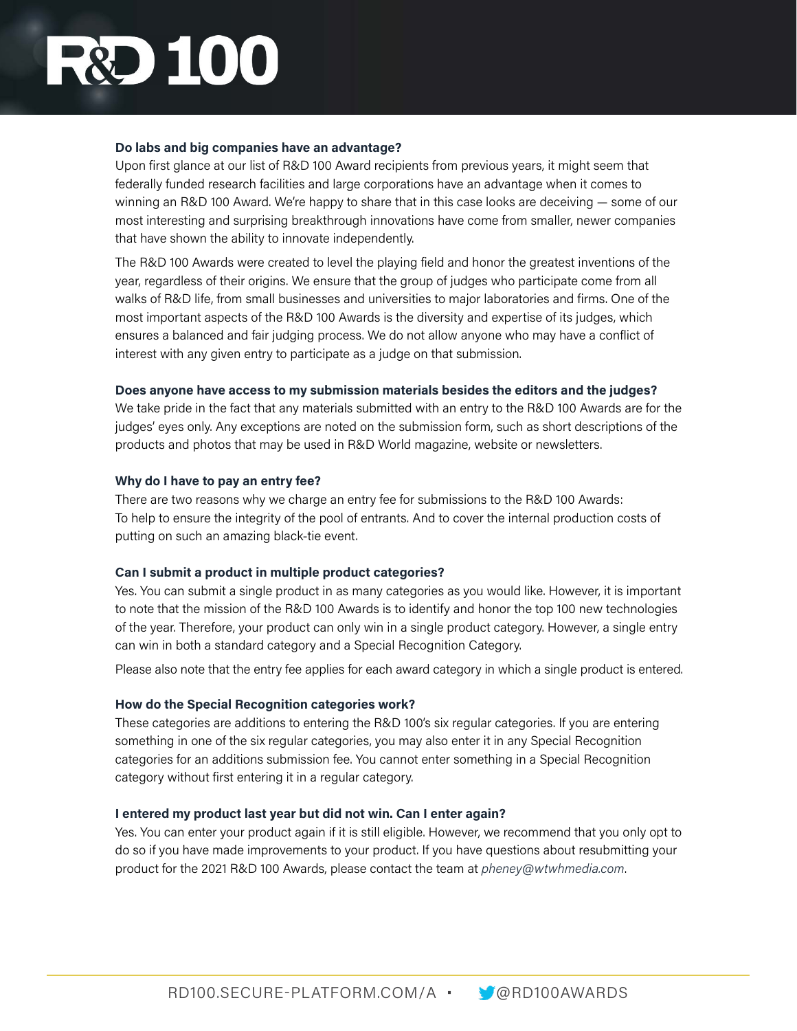**Do labs and big companies have an advantage?**

Upon first glance at our list of R&D 100 Award recipients from previous years, it might seem that federally funded research facilities and large corporations have an advantage when it comes to winning an R&D 100 Award. We're happy to share that in this case looks are deceiving — some of our most interesting and surprising breakthrough innovations have come from smaller, newer companies that have shown the ability to innovate independently.

The R&D 100 Awards were created to level the playing field and honor the greatest inventions of the year, regardless of their origins. We ensure that the group of judges who participate come from all walks of R&D life, from small businesses and universities to major laboratories and firms. One of the most important aspects of the R&D 100 Awards is the diversity and expertise of its judges, which ensures a balanced and fair judging process. We do not allow anyone who may have a conflict of interest with any given entry to participate as a judge on that submission.

**Does anyone have access to my submission materials besides the editors and the judges?**

We take pride in the fact that any materials submitted with an entry to the R&D 100 Awards are for the judges' eyes only. Any exceptions are noted on the submission form, such as short descriptions of the products and photos that may be used in R&D World magazine, website or newsletters.

**Why do I have to pay an entry fee?**

There are two reasons why we charge an entry fee for submissions to the R&D 100 Awards:
To help to ensure the integrity of the pool of entrants. And to cover the internal production costs of putting on such an amazing black-tie event.

**Can I submit a product in multiple product categories?**

Yes. You can submit a single product in as many categories as you would like. However, it is important to note that the mission of the R&D 100 Awards is to identify and honor the top 100 new technologies of the year. Therefore, your product can only win in a single product category. However, a single entry can win in both a standard category and a Special Recognition Category.

Please also note that the entry fee applies for each award category in which a single product is entered.

**How do the Special Recognition categories work?**

These categories are additions to entering the R&D 100's six regular categories. If you are entering something in one of the six regular categories, you may also enter it in any Special Recognition categories for an additions submission fee. You cannot enter something in a Special Recognition category without first entering it in a regular category.

**I entered my product last year but did not win. Can I enter again?**

Yes. You can enter your product again if it is still eligible. However, we recommend that you only opt to do so if you have made improvements to your product. If you have questions about resubmitting your product for the 2021 R&D 100 Awards, please contact the team at *pheney@wtwhmedia.com*.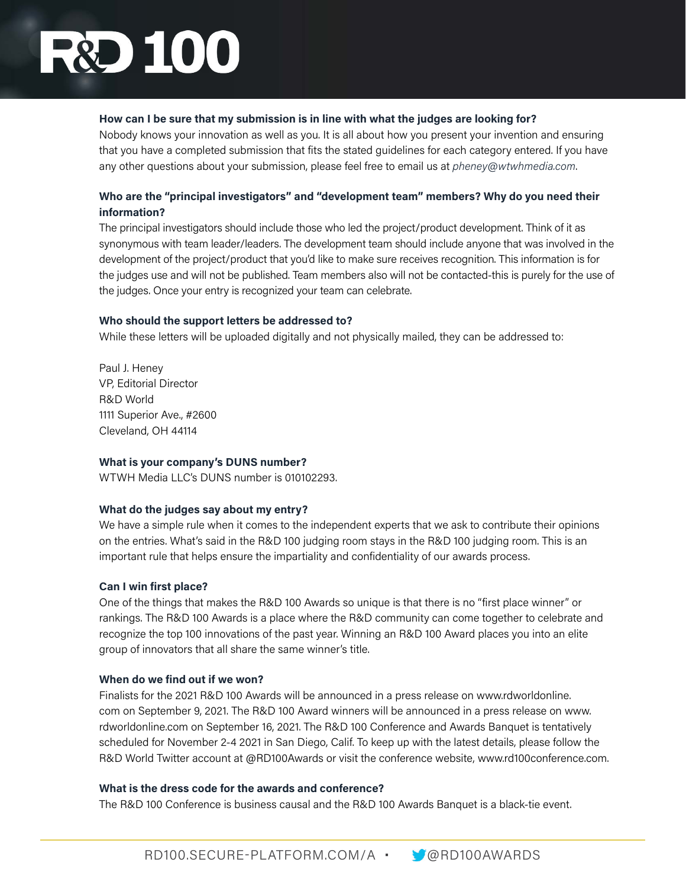**How can I be sure that my submission is in line with what the judges are looking for?**

Nobody knows your innovation as well as you. It is all about how you present your invention and ensuring that you have a completed submission that fits the stated guidelines for each category entered. If you have any other questions about your submission, please feel free to email us at *pheney@wtwhmedia.com*.

**Who are the "principal investigators" and "development team" members? Why do you need their information?**

The principal investigators should include those who led the project/product development. Think of it as synonymous with team leader/leaders. The development team should include anyone that was involved in the development of the project/product that you'd like to make sure receives recognition. This information is for the judges use and will not be published. Team members also will not be contacted-this is purely for the use of the judges. Once your entry is recognized your team can celebrate.

**Who should the support letters be addressed to?**

While these letters will be uploaded digitally and not physically mailed, they can be addressed to:

Paul J. Heney
VP, Editorial Director
R&D World
1111 Superior Ave., #2600
Cleveland, OH 44114

**What is your company's DUNS number?**

WTWH Media LLC's DUNS number is 010102293.

**What do the judges say about my entry?**

We have a simple rule when it comes to the independent experts that we ask to contribute their opinions on the entries. What's said in the R&D 100 judging room stays in the R&D 100 judging room. This is an important rule that helps ensure the impartiality and confidentiality of our awards process.

**Can I win first place?**

One of the things that makes the R&D 100 Awards so unique is that there is no "first place winner" or rankings. The R&D 100 Awards is a place where the R&D community can come together to celebrate and recognize the top 100 innovations of the past year. Winning an R&D 100 Award places you into an elite group of innovators that all share the same winner's title.

**When do we find out if we won?**

Finalists for the 2021 R&D 100 Awards will be announced in a press release on www.rdworldonline.com on September 9, 2021. The R&D 100 Award winners will be announced in a press release on www.rdworldonline.com on September 16, 2021. The R&D 100 Conference and Awards Banquet is tentatively scheduled for November 2-4 2021 in San Diego, Calif. To keep up with the latest details, please follow the R&D World Twitter account at @RD100Awards or visit the conference website, www.rd100conference.com.

**What is the dress code for the awards and conference?**

The R&D 100 Conference is business causal and the R&D 100 Awards Banquet is a black-tie event.